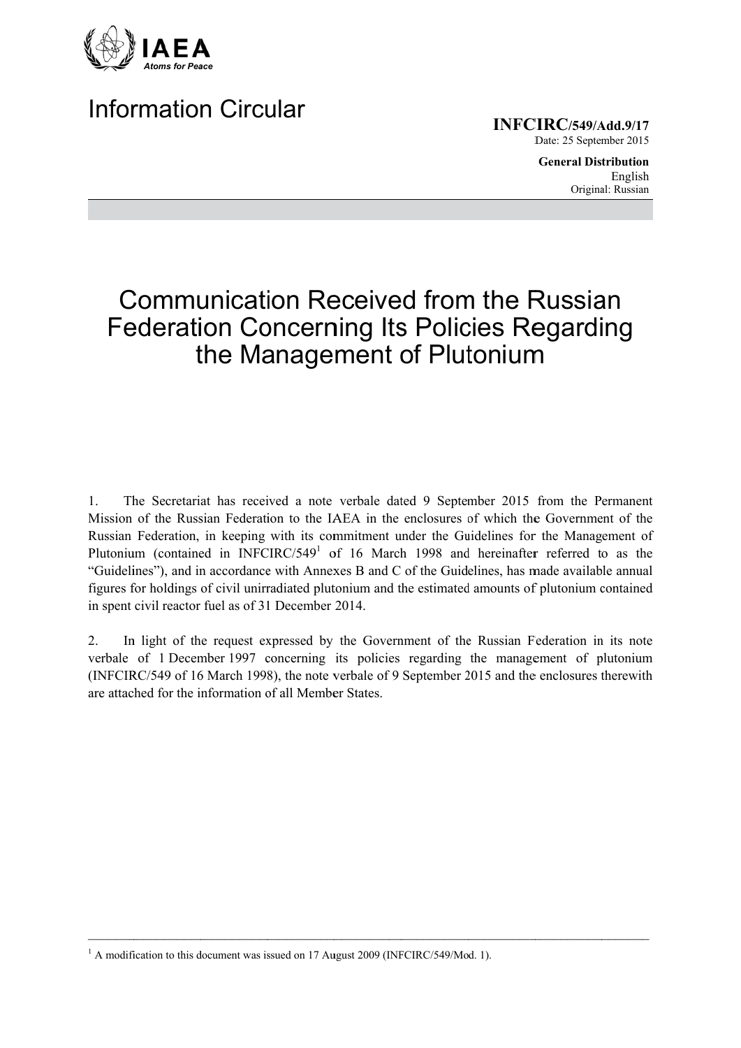IAEA
*Atoms for Peace*

# Information Circular

**INFCIRC/549/Add.9/17**
Date: 25 September 2015

**General Distribution**
English
Original: Russian

# Communication Received from the Russian Federation Concerning Its Policies Regarding the Management of Plutonium

1. The Secretariat has received a note verbale dated 9 September 2015 from the Permanent Mission of the Russian Federation to the IAEA in the enclosures of which the Government of the Russian Federation, in keeping with its commitment under the Guidelines for the Management of Plutonium (contained in INFCIRC/549[1] of 16 March 1998 and hereinafter referred to as the "Guidelines"), and in accordance with Annexes B and C of the Guidelines, has made available annual figures for holdings of civil unirradiated plutonium and the estimated amounts of plutonium contained in spent civil reactor fuel as of 31 December 2014.

2. In light of the request expressed by the Government of the Russian Federation in its note verbale of 1 December 1997 concerning its policies regarding the management of plutonium (INFCIRC/549 of 16 March 1998), the note verbale of 9 September 2015 and the enclosures therewith are attached for the information of all Member States.

---

[1] A modification to this document was issued on 17 August 2009 (INFCIRC/549/Mod. 1).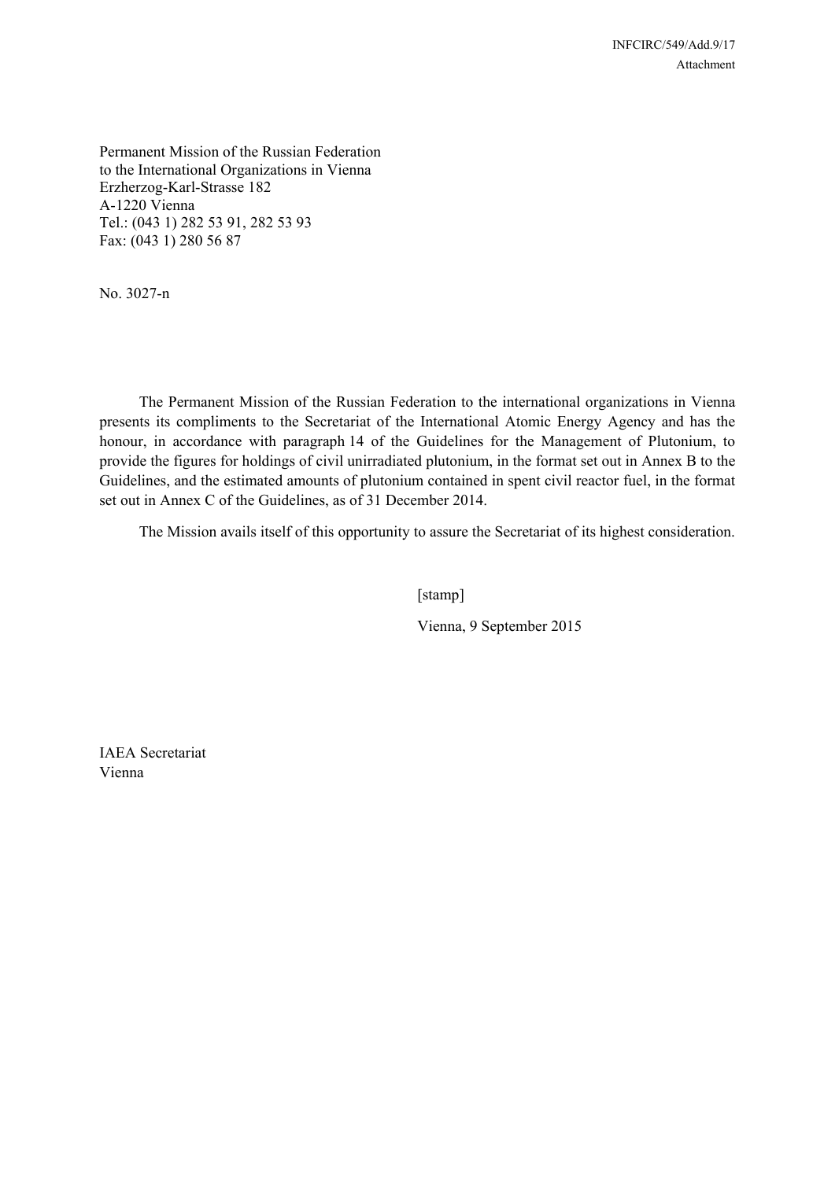Permanent Mission of the Russian Federation
to the International Organizations in Vienna
Erzherzog-Karl-Strasse 182
A-1220 Vienna
Tel.: (043 1) 282 53 91, 282 53 93
Fax: (043 1) 280 56 87

No. 3027-n

The Permanent Mission of the Russian Federation to the international organizations in Vienna presents its compliments to the Secretariat of the International Atomic Energy Agency and has the honour, in accordance with paragraph 14 of the Guidelines for the Management of Plutonium, to provide the figures for holdings of civil unirradiated plutonium, in the format set out in Annex B to the Guidelines, and the estimated amounts of plutonium contained in spent civil reactor fuel, in the format set out in Annex C of the Guidelines, as of 31 December 2014.

The Mission avails itself of this opportunity to assure the Secretariat of its highest consideration.

[stamp]

Vienna, 9 September 2015

IAEA Secretariat
Vienna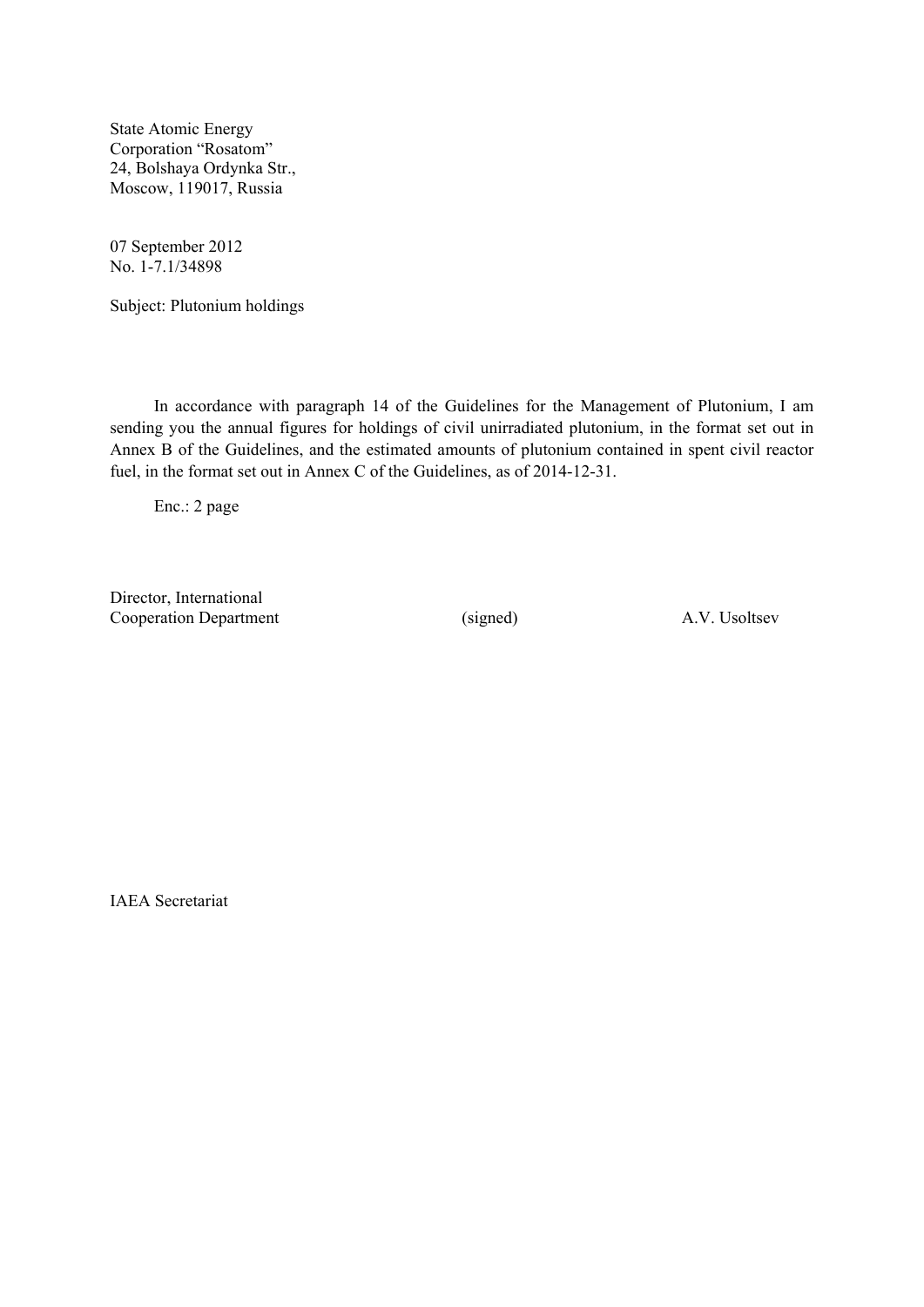State Atomic Energy
Corporation "Rosatom"
24, Bolshaya Ordynka Str.,
Moscow, 119017, Russia

07 September 2012
No. 1-7.1/34898

Subject: Plutonium holdings

In accordance with paragraph 14 of the Guidelines for the Management of Plutonium, I am sending you the annual figures for holdings of civil unirradiated plutonium, in the format set out in Annex B of the Guidelines, and the estimated amounts of plutonium contained in spent civil reactor fuel, in the format set out in Annex C of the Guidelines, as of 2014-12-31.

Enc.: 2 page

| Director, International Cooperation Department | (signed) | A.V. Usoltsev |
|---|---|---|

IAEA Secretariat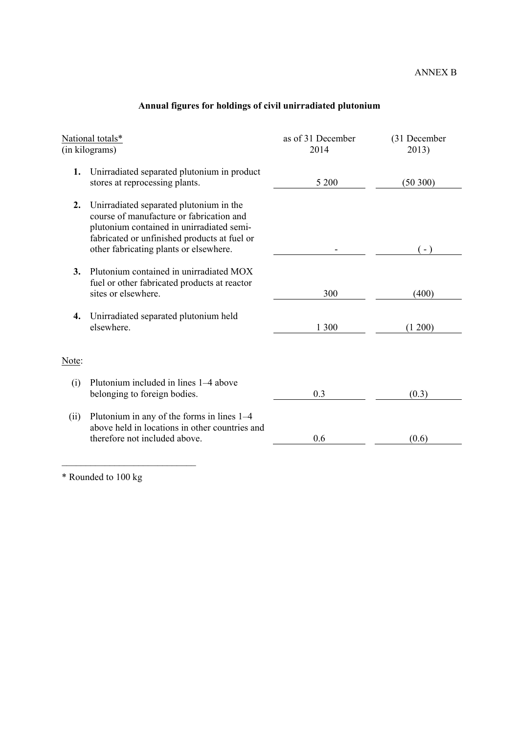ANNEX B

## Annual figures for holdings of civil unirradiated plutonium

| National totals* (in kilograms) | | as of 31 December 2014 | (31 December 2013) |
|---|---|---|---|
| **1.** | Unirradiated separated plutonium in product stores at reprocessing plants. | 5 200 | (50 300) |
| **2.** | Unirradiated separated plutonium in the course of manufacture or fabrication and plutonium contained in unirradiated semi-fabricated or unfinished products at fuel or other fabricating plants or elsewhere. | - | ( - ) |
| **3.** | Plutonium contained in unirradiated MOX fuel or other fabricated products at reactor sites or elsewhere. | 300 | (400) |
| **4.** | Unirradiated separated plutonium held elsewhere. | 1 300 | (1 200) |

Note:

| | | | |
|---|---|---|---|
| (i) | Plutonium included in lines 1–4 above belonging to foreign bodies. | 0.3 | (0.3) |
| (ii) | Plutonium in any of the forms in lines 1–4 above held in locations in other countries and therefore not included above. | 0.6 | (0.6) |

---

* Rounded to 100 kg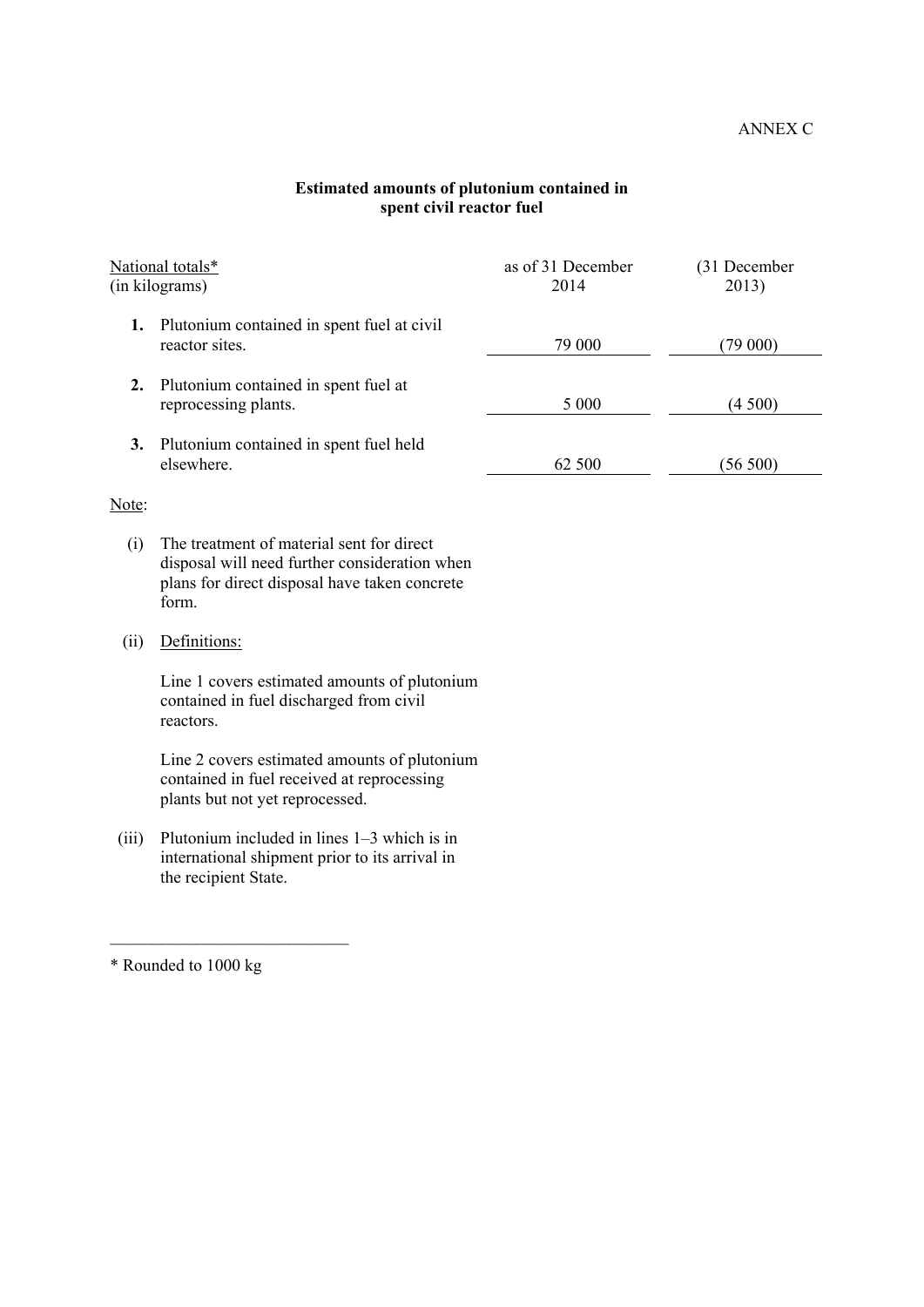ANNEX C

### Estimated amounts of plutonium contained in spent civil reactor fuel

| National totals* (in kilograms) | as of 31 December 2014 | (31 December 2013) |
|---|---|---|
| **1.** Plutonium contained in spent fuel at civil reactor sites. | 79 000 | (79 000) |
| **2.** Plutonium contained in spent fuel at reprocessing plants. | 5 000 | (4 500) |
| **3.** Plutonium contained in spent fuel held elsewhere. | 62 500 | (56 500) |

Note:

(i) The treatment of material sent for direct disposal will need further consideration when plans for direct disposal have taken concrete form.

(ii) Definitions:

Line 1 covers estimated amounts of plutonium contained in fuel discharged from civil reactors.

Line 2 covers estimated amounts of plutonium contained in fuel received at reprocessing plants but not yet reprocessed.

(iii) Plutonium included in lines 1–3 which is in international shipment prior to its arrival in the recipient State.

---

* Rounded to 1000 kg